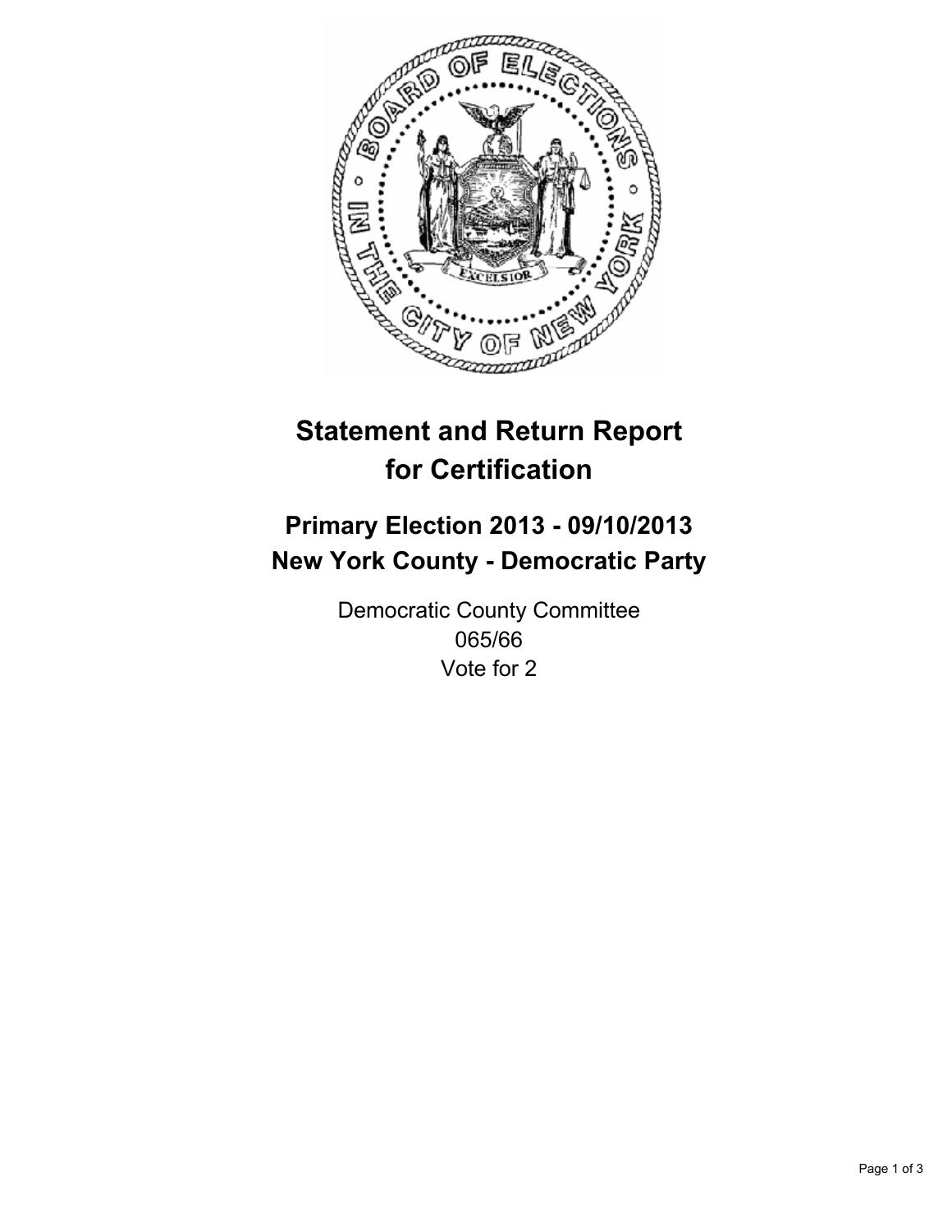# Statement and Return Report for Certification

## Primary Election 2013 - 09/10/2013
## New York County - Democratic Party

Democratic County Committee
065/66
Vote for 2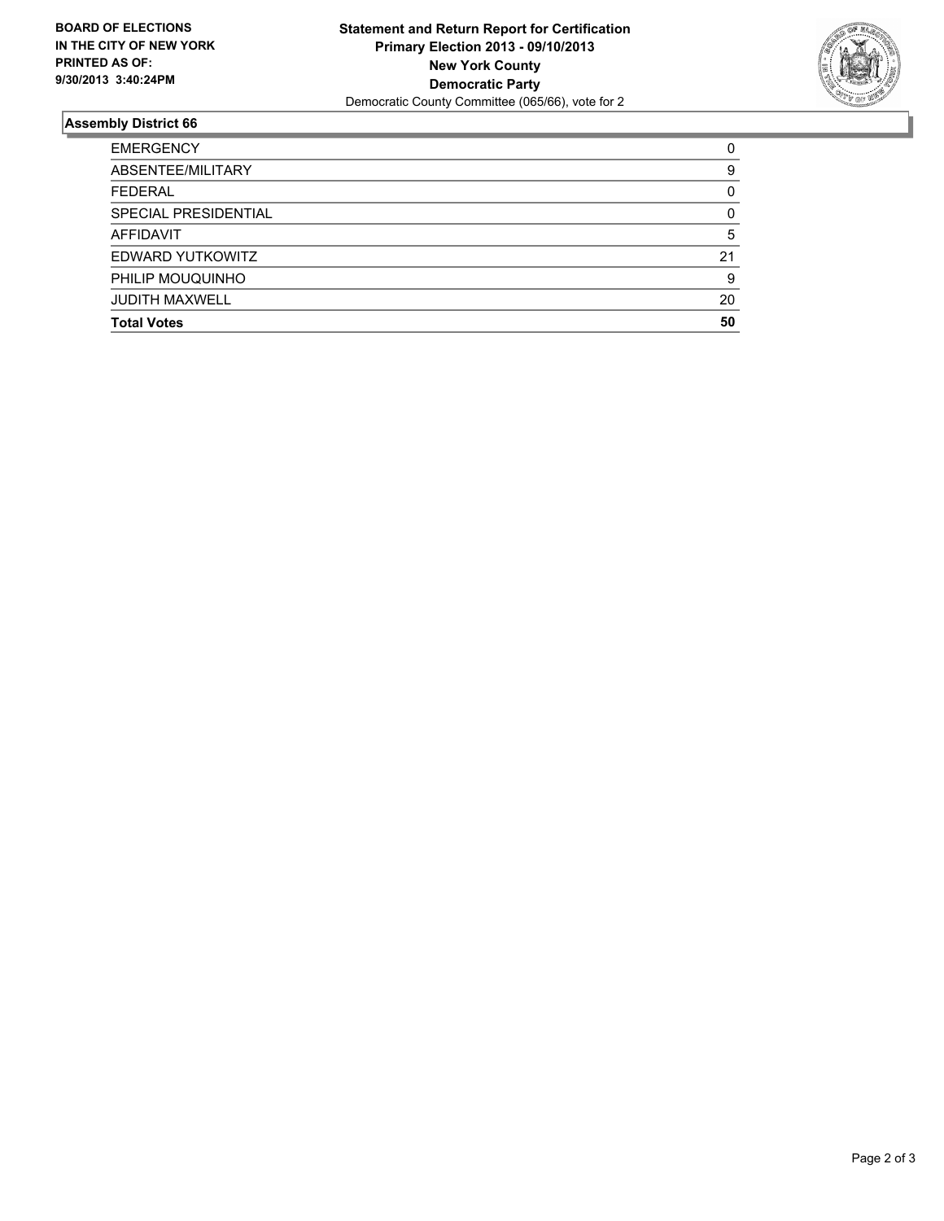**BOARD OF ELECTIONS IN THE CITY OF NEW YORK PRINTED AS OF: 9/30/2013 3:40:24PM**

**Statement and Return Report for Certification**
**Primary Election 2013 - 09/10/2013**
**New York County**
**Democratic Party**
Democratic County Committee (065/66), vote for 2

## Assembly District 66

| | |
|---|---|
| EMERGENCY | 0 |
| ABSENTEE/MILITARY | 9 |
| FEDERAL | 0 |
| SPECIAL PRESIDENTIAL | 0 |
| AFFIDAVIT | 5 |
| EDWARD YUTKOWITZ | 21 |
| PHILIP MOUQUINHO | 9 |
| JUDITH MAXWELL | 20 |
| **Total Votes** | **50** |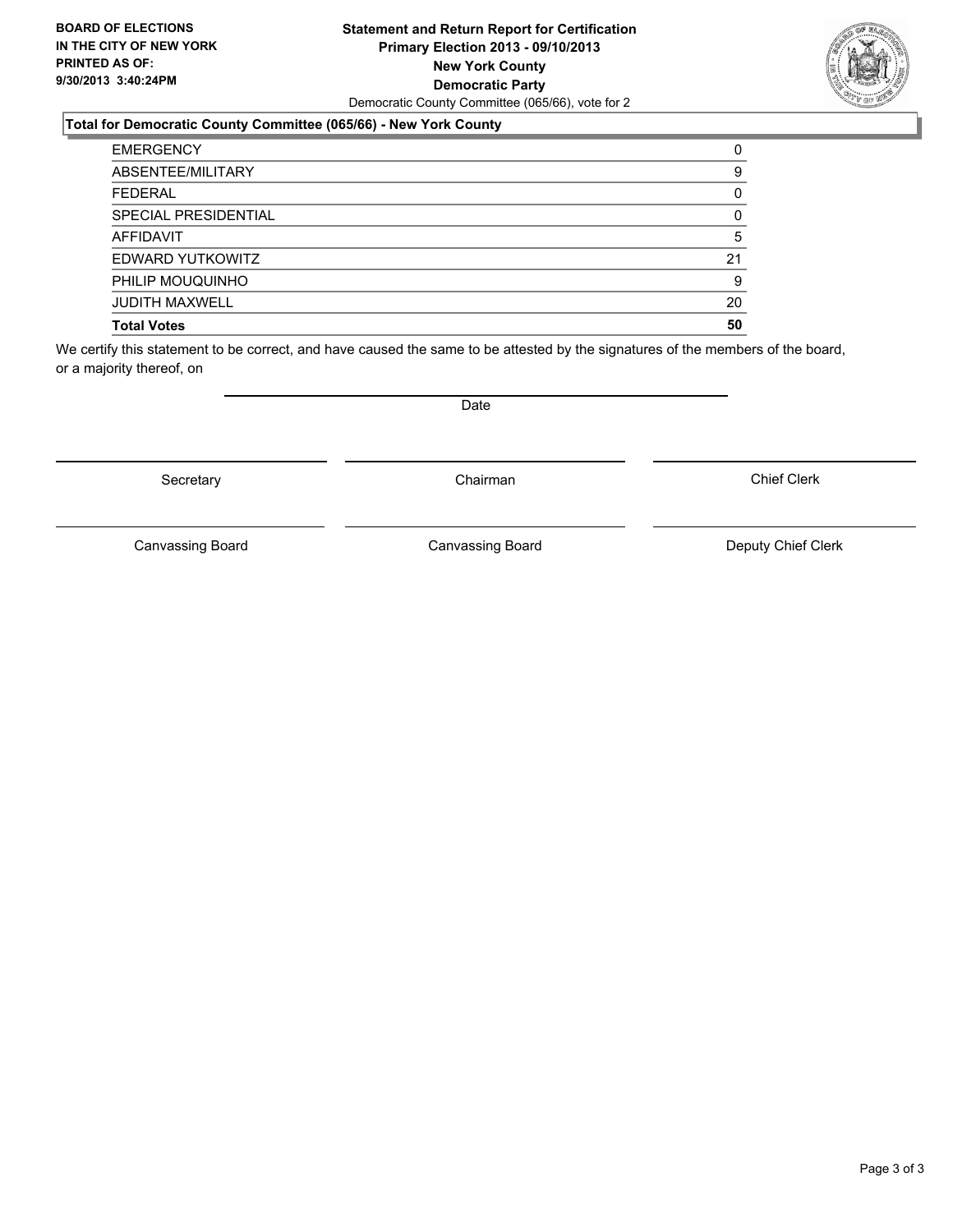**BOARD OF ELECTIONS**
**IN THE CITY OF NEW YORK**
**PRINTED AS OF:**
**9/30/2013 3:40:24PM**

**Statement and Return Report for Certification**
**Primary Election 2013 - 09/10/2013**
**New York County**
**Democratic Party**
Democratic County Committee (065/66), vote for 2

### Total for Democratic County Committee (065/66) - New York County

| | |
|---|---|
| EMERGENCY | 0 |
| ABSENTEE/MILITARY | 9 |
| FEDERAL | 0 |
| SPECIAL PRESIDENTIAL | 0 |
| AFFIDAVIT | 5 |
| EDWARD YUTKOWITZ | 21 |
| PHILIP MOUQUINHO | 9 |
| JUDITH MAXWELL | 20 |
| **Total Votes** | **50** |

We certify this statement to be correct, and have caused the same to be attested by the signatures of the members of the board, or a majority thereof, on

Date

Secretary | Chairman | Chief Clerk

Canvassing Board | Canvassing Board | Deputy Chief Clerk